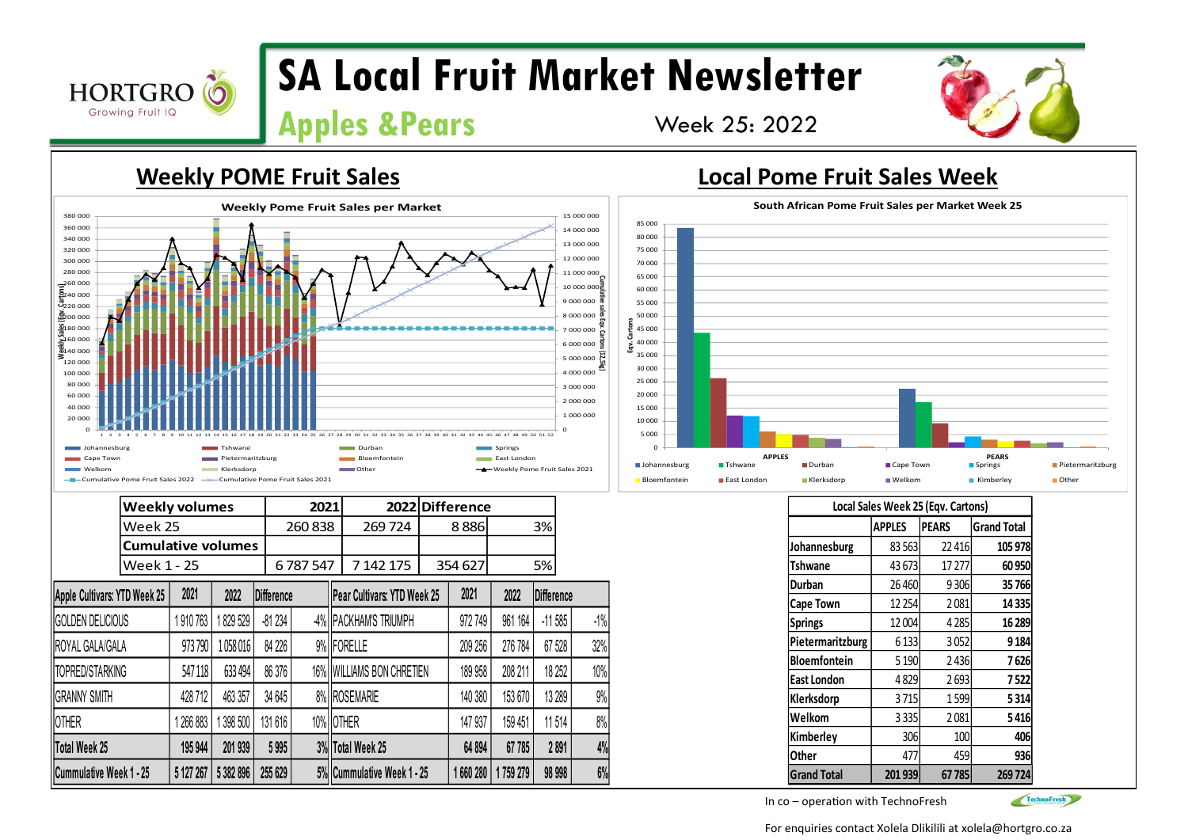# SA Local Fruit Market Newsletter

## Apples &Pears

Week 25: 2022

## Weekly POME Fruit Sales

## Local Pome Fruit Sales Week

| Weekly volumes | 2021 | 2022 | Difference | |
|---|---|---|---|---|
| Week 25 | 260 838 | 269 724 | 8 886 | 3% |
| **Cumulative volumes** | | | | |
| Week 1 - 25 | 6 787 547 | 7 142 175 | 354 627 | 5% |

| Apple Cultivars: YTD Week 25 | 2021 | 2022 | Difference | |
|---|---|---|---|---|
| GOLDEN DELICIOUS | 1 910 763 | 1 829 529 | -81 234 | -4% |
| ROYAL GALA/GALA | 973 790 | 1 058 016 | 84 226 | 9% |
| TOPRED/STARKING | 547 118 | 633 494 | 86 376 | 16% |
| GRANNY SMITH | 428 712 | 463 357 | 34 645 | 8% |
| OTHER | 1 266 883 | 1 398 500 | 131 616 | 10% |
| **Total Week 25** | **195 944** | **201 939** | **5 995** | **3%** |
| **Cummulative Week 1 - 25** | **5 127 267** | **5 382 896** | **255 629** | **5%** |

| Pear Cultivars: YTD Week 25 | 2021 | 2022 | Difference | |
|---|---|---|---|---|
| PACKHAM'S TRIUMPH | 972 749 | 961 164 | -11 585 | -1% |
| FORELLE | 209 256 | 276 784 | 67 528 | 32% |
| WILLIAMS BON CHRETIEN | 189 958 | 208 211 | 18 252 | 10% |
| ROSEMARIE | 140 380 | 153 670 | 13 289 | 9% |
| OTHER | 147 937 | 159 451 | 11 514 | 8% |
| **Total Week 25** | **64 894** | **67 785** | **2 891** | **4%** |
| **Cummulative Week 1 - 25** | **1 660 280** | **1 759 279** | **98 998** | **6%** |

| Local Sales Week 25 (Eqv. Cartons) | APPLES | PEARS | Grand Total |
|---|---|---|---|
| Johannesburg | 83 563 | 22 416 | **105 978** |
| Tshwane | 43 673 | 17 277 | **60 950** |
| Durban | 26 460 | 9 306 | **35 766** |
| Cape Town | 12 254 | 2 081 | **14 335** |
| Springs | 12 004 | 4 285 | **16 289** |
| Pietermaritzburg | 6 133 | 3 052 | **9 184** |
| Bloemfontein | 5 190 | 2 436 | **7 626** |
| East London | 4 829 | 2 693 | **7 522** |
| Klerksdorp | 3 715 | 1 599 | **5 314** |
| Welkom | 3 335 | 2 081 | **5 416** |
| Kimberley | 306 | 100 | **406** |
| Other | 477 | 459 | **936** |
| **Grand Total** | **201 939** | **67 785** | **269 724** |

In co – operation with TechnoFresh

For enquiries contact Xolela Dlikilili at xolela@hortgro.co.za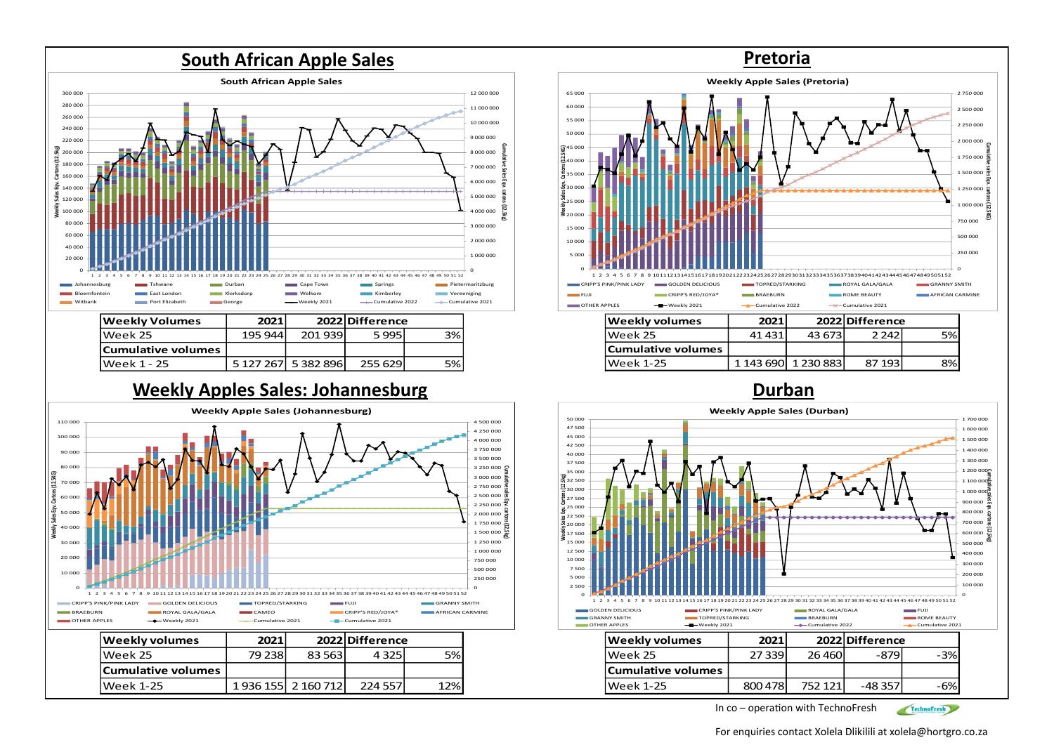## South African Apple Sales

| Weekly Volumes | 2021 | 2022 | Difference | |
|---|---|---|---|---|
| Week 25 | 195 944 | 201 939 | 5 995 | 3% |
| **Cumulative volumes** | | | | |
| Week 1 - 25 | 5 127 267 | 5 382 896 | 255 629 | 5% |

## Pretoria

| Weekly volumes | 2021 | 2022 | Difference | |
|---|---|---|---|---|
| Week 25 | 41 431 | 43 673 | 2 242 | 5% |
| **Cumulative volumes** | | | | |
| Week 1-25 | 1 143 690 | 1 230 883 | 87 193 | 8% |

## Weekly Apples Sales: Johannesburg

| Weekly volumes | 2021 | 2022 | Difference | |
|---|---|---|---|---|
| Week 25 | 79 238 | 83 563 | 4 325 | 5% |
| **Cumulative volumes** | | | | |
| Week 1-25 | 1 936 155 | 2 160 712 | 224 557 | 12% |

## Durban

| Weekly volumes | 2021 | 2022 | Difference | |
|---|---|---|---|---|
| Week 25 | 27 339 | 26 460 | -879 | -3% |
| **Cumulative volumes** | | | | |
| Week 1-25 | 800 478 | 752 121 | -48 357 | -6% |

In co – operation with TechnoFresh

For enquiries contact Xolela Dlikilili at xolela@hortgro.co.za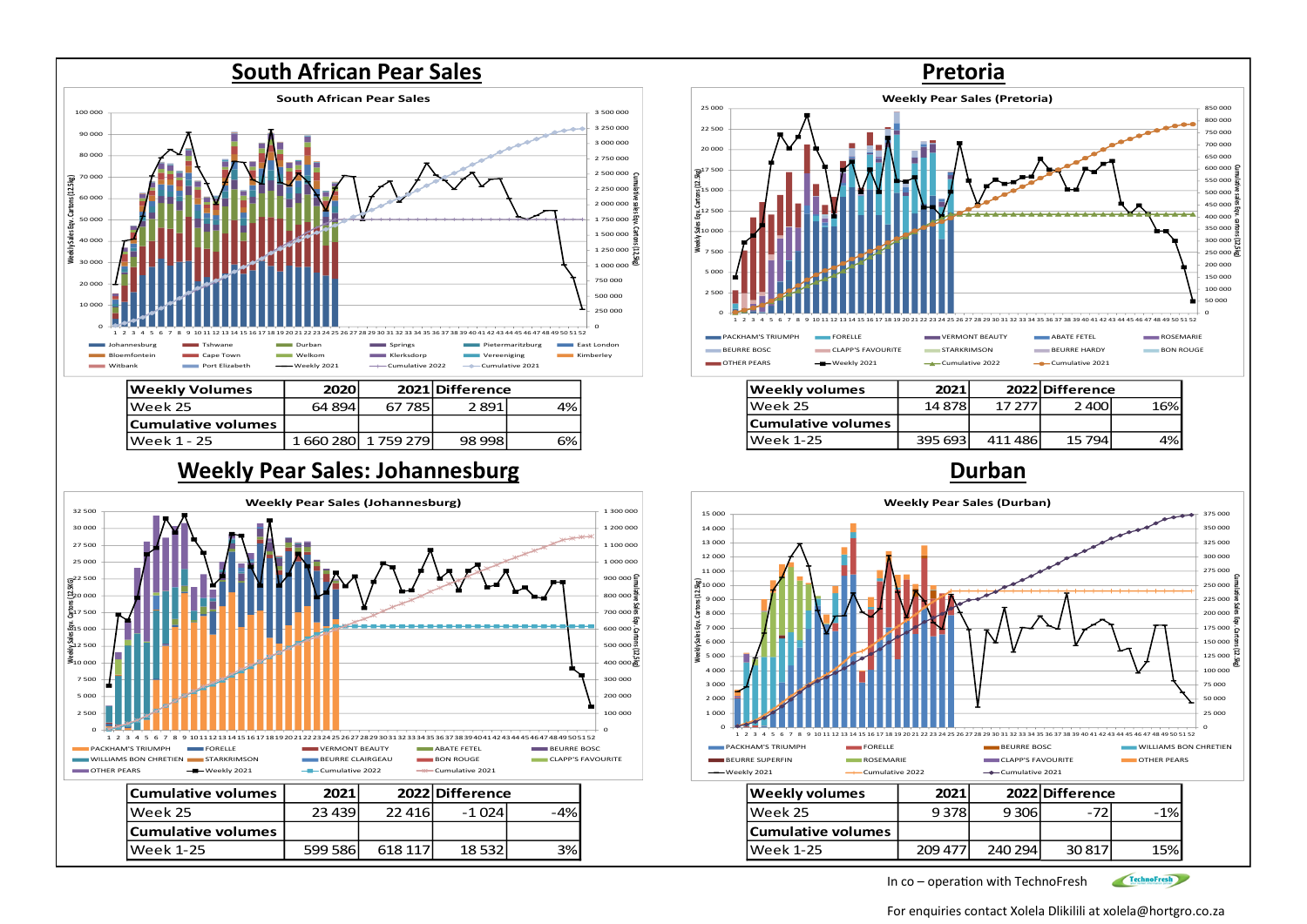## South African Pear Sales

South African Pear Sales

Weekly Sales Equ. Cartons (12.5kg)

Cumulative sales Equ. Cartons (12.5kg)

Johannesburg, Tshwane, Durban, Springs, Pietermaritzburg, East London, Bloemfontein, Cape Town, Welkom, Klerksdorp, Vereeniging, Kimberley, Witbank, Port Elizabeth, Weekly 2021, Cumulative 2022, Cumulative 2021

| Weekly Volumes | 2020 | 2021 | Difference | |
|---|---|---|---|---|
| Week 25 | 64 894 | 67 785 | 2 891 | 4% |
| **Cumulative volumes** | | | | |
| Week 1 - 25 | 1 660 280 | 1 759 279 | 98 998 | 6% |

## Pretoria

Weekly Pear Sales (Pretoria)

Weekly Sales Equ. Cartons (12.5kg)

Cumulative sales Equ. Cartons (12.5kg)

PACKHAM'S TRIUMPH, FORELLE, VERMONT BEAUTY, ABATE FETEL, ROSEMARIE, BEURRE BOSC, CLAPP'S FAVOURITE, STARKRIMSON, BEURRE HARDY, BON ROUGE, OTHER PEARS, Weekly 2021, Cumulative 2022, Cumulative 2021

| Weekly volumes | 2021 | 2022 | Difference | |
|---|---|---|---|---|
| Week 25 | 14 878 | 17 277 | 2 400 | 16% |
| **Cumulative volumes** | | | | |
| Week 1-25 | 395 693 | 411 486 | 15 794 | 4% |

## Weekly Pear Sales: Johannesburg

Weekly Pear Sales (Johannesburg)

Weekly Sales Equ. Cartons (12.5KG)

Cumulative Sales Equ. Cartons (12.5kg)

PACKHAM'S TRIUMPH, FORELLE, VERMONT BEAUTY, ABATE FETEL, BEURRE BOSC, WILLIAMS BON CHRETIEN, STARKRIMSON, BEURRE CLAIRGEAU, BON ROUGE, CLAPP'S FAVOURITE, OTHER PEARS, Weekly 2021, Cumulative 2022, Cumulative 2021

| Cumulative volumes | 2021 | 2022 | Difference | |
|---|---|---|---|---|
| Week 25 | 23 439 | 22 416 | -1 024 | -4% |
| **Cumulative volumes** | | | | |
| Week 1-25 | 599 586 | 618 117 | 18 532 | 3% |

## Durban

Weekly Pear Sales (Durban)

Weekly Sales Equ. Cartons (12.5kg)

Cumulative Sales Equ. Cartons (12.5kg)

PACKHAM'S TRIUMPH, FORELLE, BEURRE BOSC, WILLIAMS BON CHRETIEN, BEURRE SUPERFIN, ROSEMARIE, CLAPP'S FAVOURITE, OTHER PEARS, Weekly 2021, Cumulative 2022, Cumulative 2021

| Weekly volumes | 2021 | 2022 | Difference | |
|---|---|---|---|---|
| Week 25 | 9 378 | 9 306 | -72 | -1% |
| **Cumulative volumes** | | | | |
| Week 1-25 | 209 477 | 240 294 | 30 817 | 15% |

In co – operation with TechnoFresh

For enquiries contact Xolela Dlikilili at xolela@hortgro.co.za